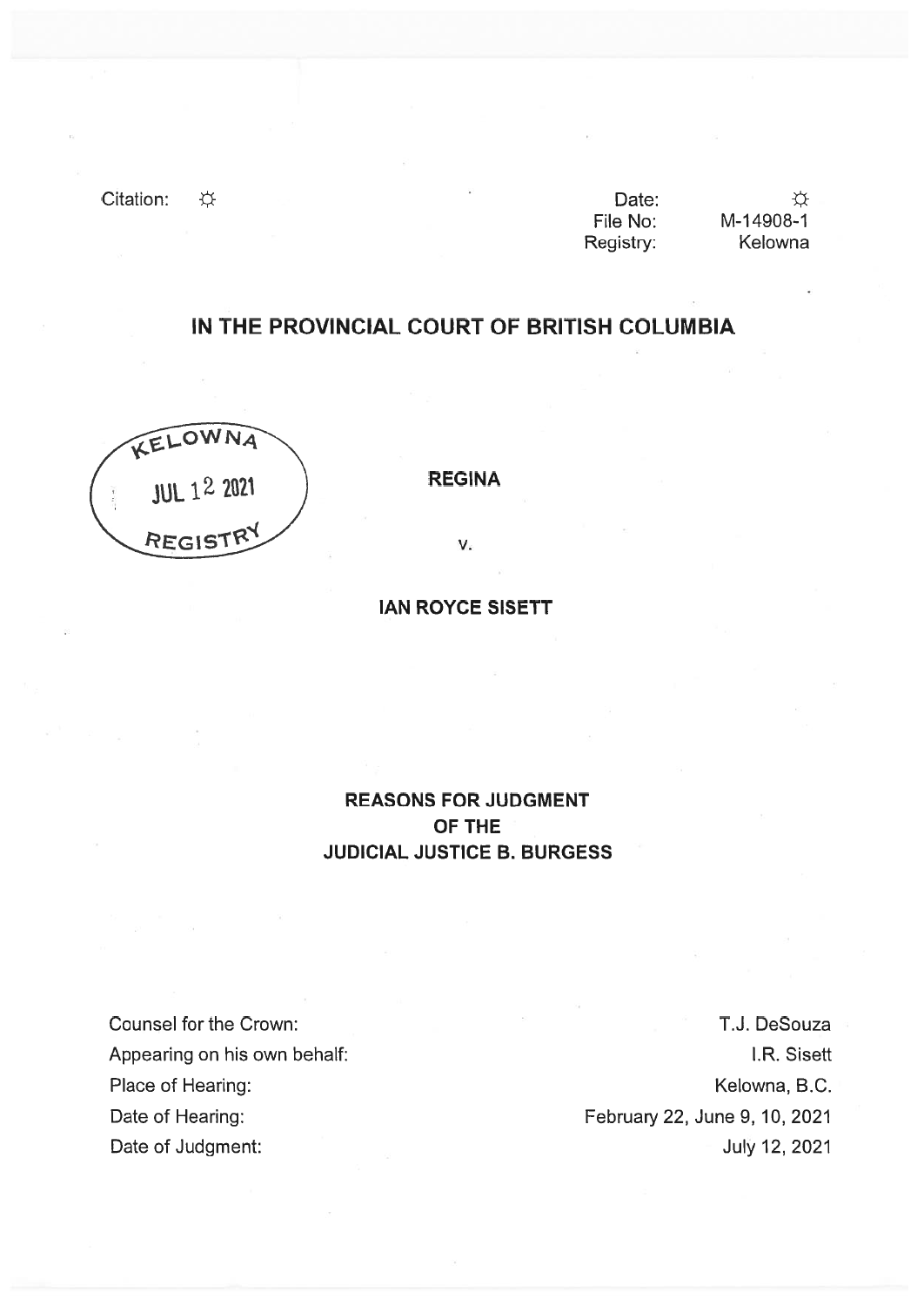Citation: ☼

| | |
|---|---|
| Date: | ☼ |
| File No: | M-14908-1 |
| Registry: | Kelowna |

# IN THE PROVINCIAL COURT OF BRITISH COLUMBIA

KELOWNA
JUL 12 2021
REGISTRY

**REGINA**

v.

**IAN ROYCE SISETT**

## REASONS FOR JUDGMENT
## OF THE
## JUDICIAL JUSTICE B. BURGESS

| | |
|---|---|
| Counsel for the Crown: | T.J. DeSouza |
| Appearing on his own behalf: | I.R. Sisett |
| Place of Hearing: | Kelowna, B.C. |
| Date of Hearing: | February 22, June 9, 10, 2021 |
| Date of Judgment: | July 12, 2021 |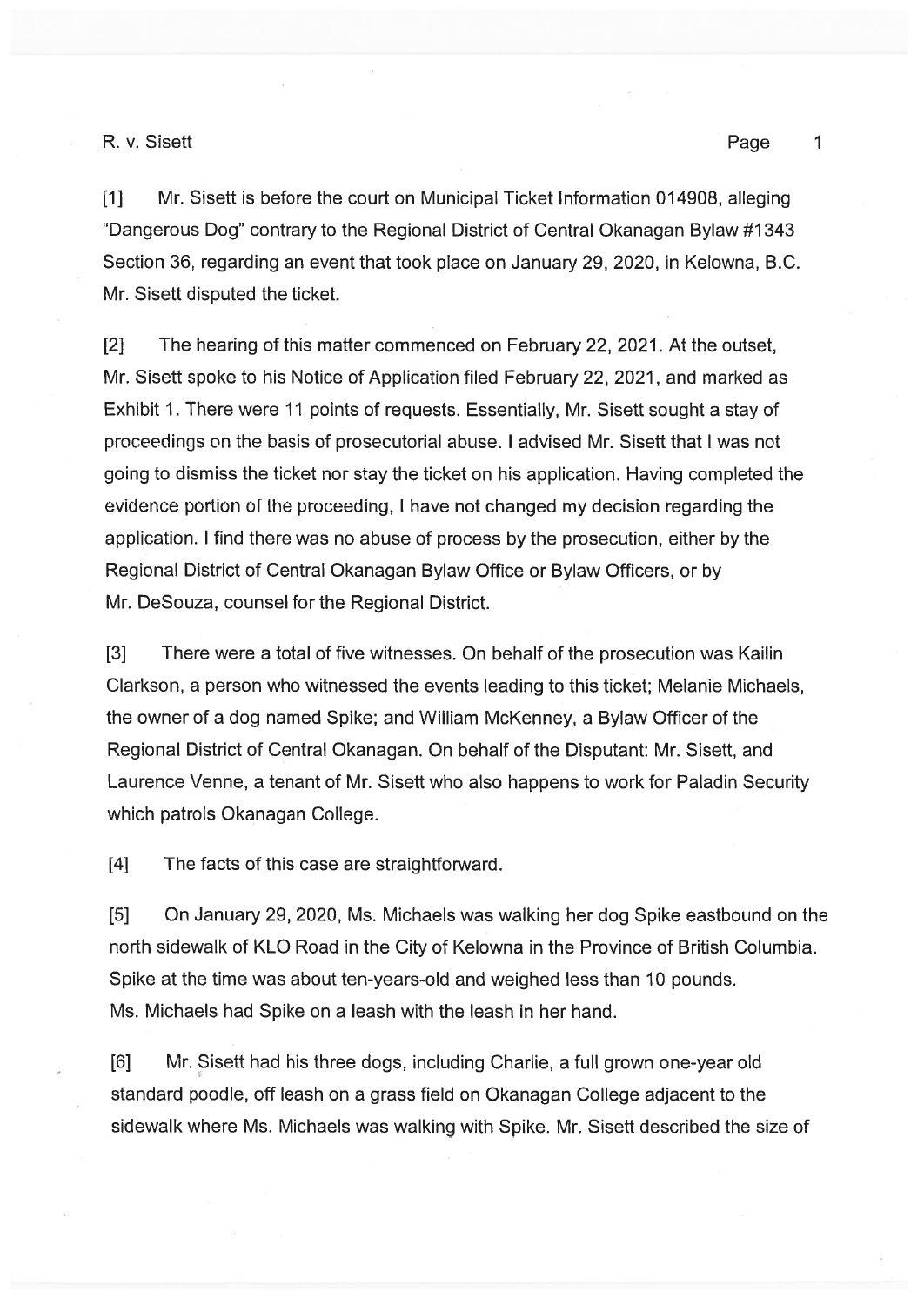[1] Mr. Sisett is before the court on Municipal Ticket Information 014908, alleging "Dangerous Dog" contrary to the Regional District of Central Okanagan Bylaw #1343 Section 36, regarding an event that took place on January 29, 2020, in Kelowna, B.C. Mr. Sisett disputed the ticket.

[2] The hearing of this matter commenced on February 22, 2021. At the outset, Mr. Sisett spoke to his Notice of Application filed February 22, 2021, and marked as Exhibit 1. There were 11 points of requests. Essentially, Mr. Sisett sought a stay of proceedings on the basis of prosecutorial abuse. I advised Mr. Sisett that I was not going to dismiss the ticket nor stay the ticket on his application. Having completed the evidence portion of the proceeding, I have not changed my decision regarding the application. I find there was no abuse of process by the prosecution, either by the Regional District of Central Okanagan Bylaw Office or Bylaw Officers, or by Mr. DeSouza, counsel for the Regional District.

[3] There were a total of five witnesses. On behalf of the prosecution was Kailin Clarkson, a person who witnessed the events leading to this ticket; Melanie Michaels, the owner of a dog named Spike; and William McKenney, a Bylaw Officer of the Regional District of Central Okanagan. On behalf of the Disputant: Mr. Sisett, and Laurence Venne, a tenant of Mr. Sisett who also happens to work for Paladin Security which patrols Okanagan College.

[4] The facts of this case are straightforward.

[5] On January 29, 2020, Ms. Michaels was walking her dog Spike eastbound on the north sidewalk of KLO Road in the City of Kelowna in the Province of British Columbia. Spike at the time was about ten-years-old and weighed less than 10 pounds. Ms. Michaels had Spike on a leash with the leash in her hand.

[6] Mr. Sisett had his three dogs, including Charlie, a full grown one-year old standard poodle, off leash on a grass field on Okanagan College adjacent to the sidewalk where Ms. Michaels was walking with Spike. Mr. Sisett described the size of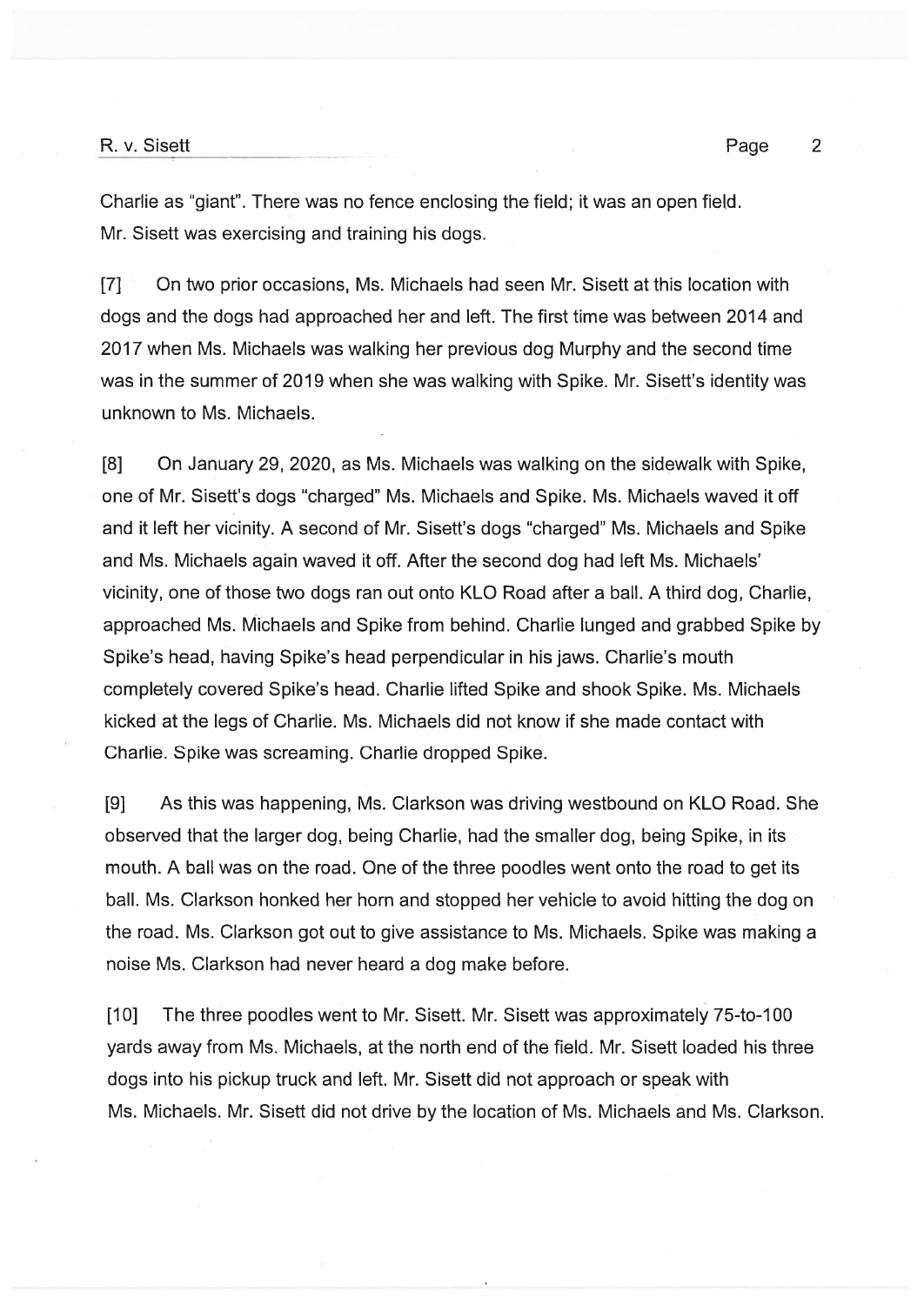Charlie as "giant". There was no fence enclosing the field; it was an open field. Mr. Sisett was exercising and training his dogs.

[7] On two prior occasions, Ms. Michaels had seen Mr. Sisett at this location with dogs and the dogs had approached her and left. The first time was between 2014 and 2017 when Ms. Michaels was walking her previous dog Murphy and the second time was in the summer of 2019 when she was walking with Spike. Mr. Sisett's identity was unknown to Ms. Michaels.

[8] On January 29, 2020, as Ms. Michaels was walking on the sidewalk with Spike, one of Mr. Sisett's dogs "charged" Ms. Michaels and Spike. Ms. Michaels waved it off and it left her vicinity. A second of Mr. Sisett's dogs "charged" Ms. Michaels and Spike and Ms. Michaels again waved it off. After the second dog had left Ms. Michaels' vicinity, one of those two dogs ran out onto KLO Road after a ball. A third dog, Charlie, approached Ms. Michaels and Spike from behind. Charlie lunged and grabbed Spike by Spike's head, having Spike's head perpendicular in his jaws. Charlie's mouth completely covered Spike's head. Charlie lifted Spike and shook Spike. Ms. Michaels kicked at the legs of Charlie. Ms. Michaels did not know if she made contact with Charlie. Spike was screaming. Charlie dropped Spike.

[9] As this was happening, Ms. Clarkson was driving westbound on KLO Road. She observed that the larger dog, being Charlie, had the smaller dog, being Spike, in its mouth. A ball was on the road. One of the three poodles went onto the road to get its ball. Ms. Clarkson honked her horn and stopped her vehicle to avoid hitting the dog on the road. Ms. Clarkson got out to give assistance to Ms. Michaels. Spike was making a noise Ms. Clarkson had never heard a dog make before.

[10] The three poodles went to Mr. Sisett. Mr. Sisett was approximately 75-to-100 yards away from Ms. Michaels, at the north end of the field. Mr. Sisett loaded his three dogs into his pickup truck and left. Mr. Sisett did not approach or speak with Ms. Michaels. Mr. Sisett did not drive by the location of Ms. Michaels and Ms. Clarkson.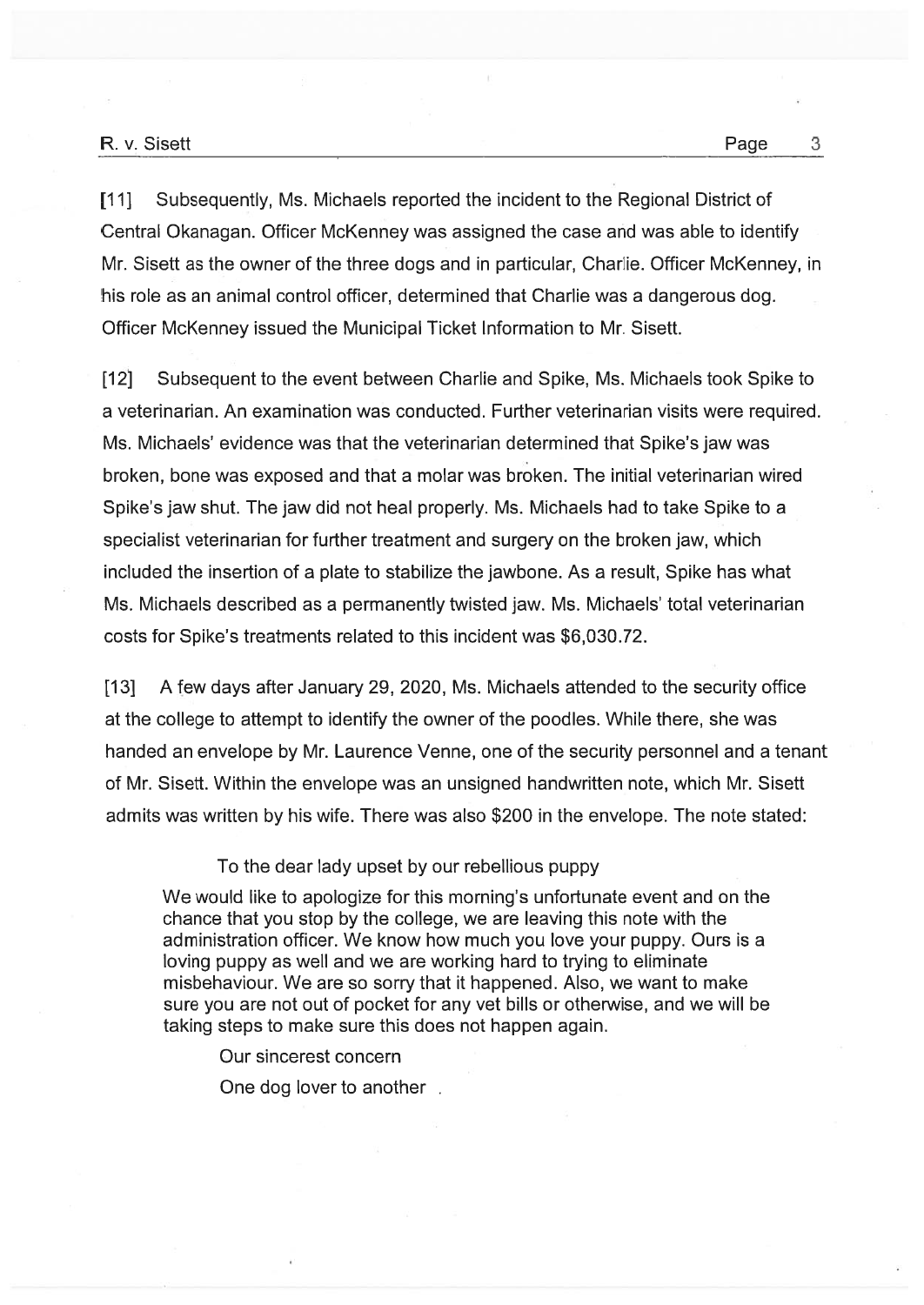[11] Subsequently, Ms. Michaels reported the incident to the Regional District of Central Okanagan. Officer McKenney was assigned the case and was able to identify Mr. Sisett as the owner of the three dogs and in particular, Charlie. Officer McKenney, in his role as an animal control officer, determined that Charlie was a dangerous dog. Officer McKenney issued the Municipal Ticket Information to Mr. Sisett.

[12] Subsequent to the event between Charlie and Spike, Ms. Michaels took Spike to a veterinarian. An examination was conducted. Further veterinarian visits were required. Ms. Michaels' evidence was that the veterinarian determined that Spike's jaw was broken, bone was exposed and that a molar was broken. The initial veterinarian wired Spike's jaw shut. The jaw did not heal properly. Ms. Michaels had to take Spike to a specialist veterinarian for further treatment and surgery on the broken jaw, which included the insertion of a plate to stabilize the jawbone. As a result, Spike has what Ms. Michaels described as a permanently twisted jaw. Ms. Michaels' total veterinarian costs for Spike's treatments related to this incident was $6,030.72.

[13] A few days after January 29, 2020, Ms. Michaels attended to the security office at the college to attempt to identify the owner of the poodles. While there, she was handed an envelope by Mr. Laurence Venne, one of the security personnel and a tenant of Mr. Sisett. Within the envelope was an unsigned handwritten note, which Mr. Sisett admits was written by his wife. There was also $200 in the envelope. The note stated:

> To the dear lady upset by our rebellious puppy
>
> We would like to apologize for this morning's unfortunate event and on the chance that you stop by the college, we are leaving this note with the administration officer. We know how much you love your puppy. Ours is a loving puppy as well and we are working hard to trying to eliminate misbehaviour. We are so sorry that it happened. Also, we want to make sure you are not out of pocket for any vet bills or otherwise, and we will be taking steps to make sure this does not happen again.
>
> Our sincerest concern
>
> One dog lover to another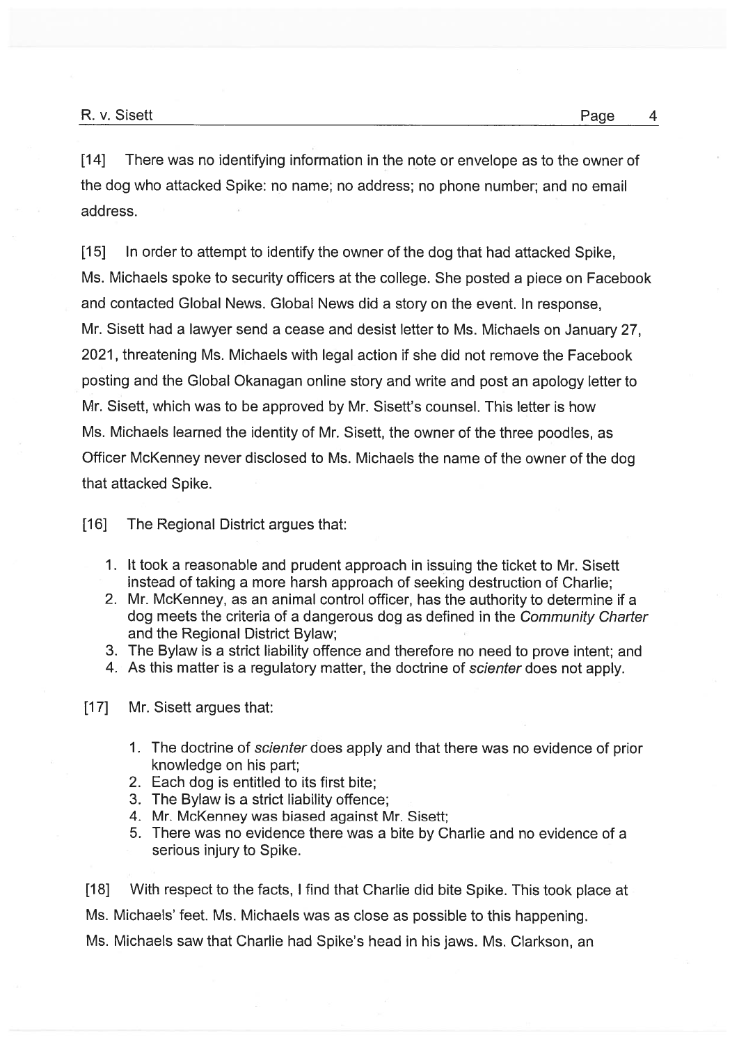[14] There was no identifying information in the note or envelope as to the owner of the dog who attacked Spike: no name; no address; no phone number; and no email address.

[15] In order to attempt to identify the owner of the dog that had attacked Spike, Ms. Michaels spoke to security officers at the college. She posted a piece on Facebook and contacted Global News. Global News did a story on the event. In response, Mr. Sisett had a lawyer send a cease and desist letter to Ms. Michaels on January 27, 2021, threatening Ms. Michaels with legal action if she did not remove the Facebook posting and the Global Okanagan online story and write and post an apology letter to Mr. Sisett, which was to be approved by Mr. Sisett's counsel. This letter is how Ms. Michaels learned the identity of Mr. Sisett, the owner of the three poodles, as Officer McKenney never disclosed to Ms. Michaels the name of the owner of the dog that attacked Spike.

[16] The Regional District argues that:

1. It took a reasonable and prudent approach in issuing the ticket to Mr. Sisett instead of taking a more harsh approach of seeking destruction of Charlie;
2. Mr. McKenney, as an animal control officer, has the authority to determine if a dog meets the criteria of a dangerous dog as defined in the *Community Charter* and the Regional District Bylaw;
3. The Bylaw is a strict liability offence and therefore no need to prove intent; and
4. As this matter is a regulatory matter, the doctrine of *scienter* does not apply.

[17] Mr. Sisett argues that:

1. The doctrine of *scienter* does apply and that there was no evidence of prior knowledge on his part;
2. Each dog is entitled to its first bite;
3. The Bylaw is a strict liability offence;
4. Mr. McKenney was biased against Mr. Sisett;
5. There was no evidence there was a bite by Charlie and no evidence of a serious injury to Spike.

[18] With respect to the facts, I find that Charlie did bite Spike. This took place at Ms. Michaels' feet. Ms. Michaels was as close as possible to this happening. Ms. Michaels saw that Charlie had Spike's head in his jaws. Ms. Clarkson, an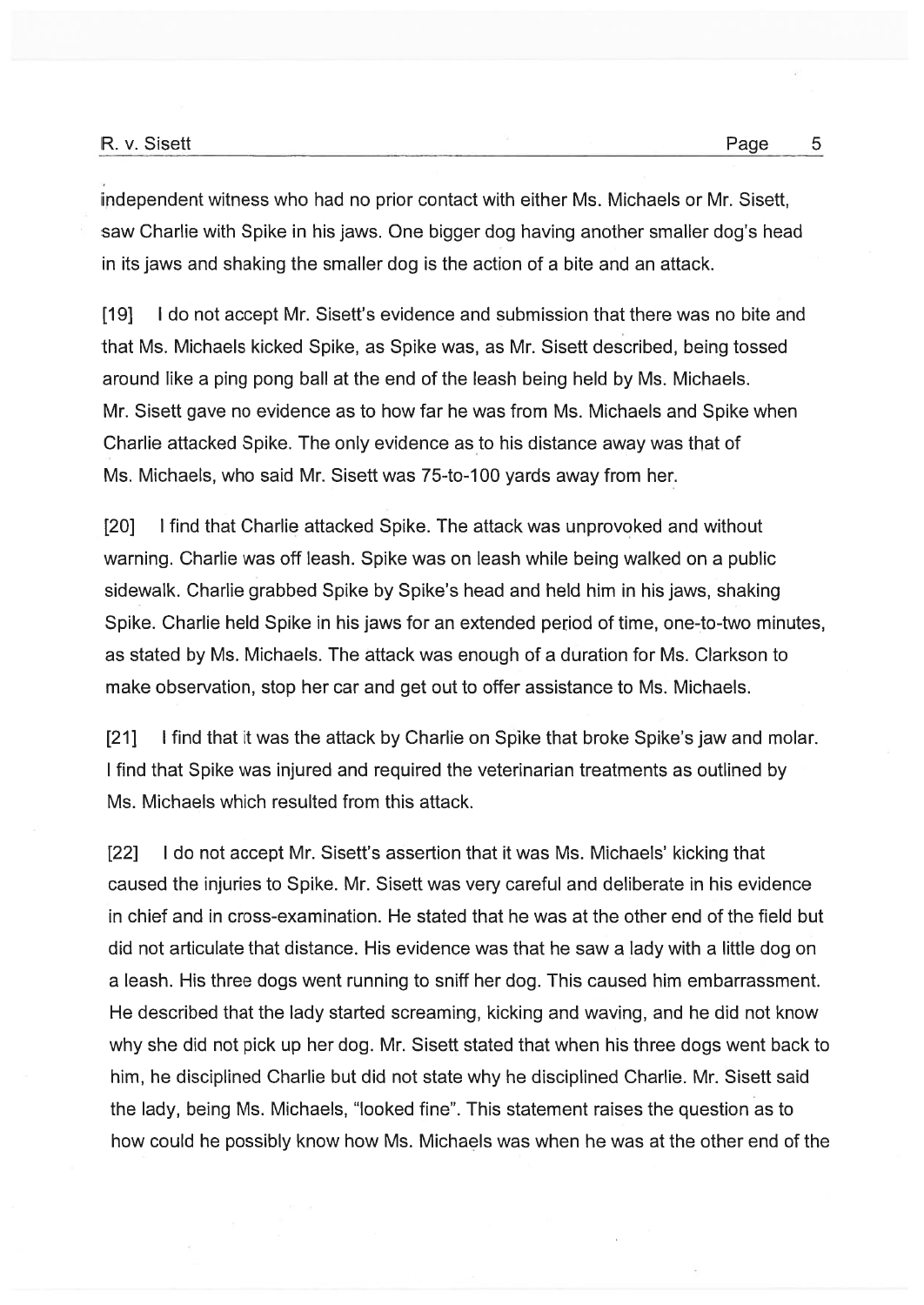independent witness who had no prior contact with either Ms. Michaels or Mr. Sisett, saw Charlie with Spike in his jaws. One bigger dog having another smaller dog's head in its jaws and shaking the smaller dog is the action of a bite and an attack.

[19] I do not accept Mr. Sisett's evidence and submission that there was no bite and that Ms. Michaels kicked Spike, as Spike was, as Mr. Sisett described, being tossed around like a ping pong ball at the end of the leash being held by Ms. Michaels. Mr. Sisett gave no evidence as to how far he was from Ms. Michaels and Spike when Charlie attacked Spike. The only evidence as to his distance away was that of Ms. Michaels, who said Mr. Sisett was 75-to-100 yards away from her.

[20] I find that Charlie attacked Spike. The attack was unprovoked and without warning. Charlie was off leash. Spike was on leash while being walked on a public sidewalk. Charlie grabbed Spike by Spike's head and held him in his jaws, shaking Spike. Charlie held Spike in his jaws for an extended period of time, one-to-two minutes, as stated by Ms. Michaels. The attack was enough of a duration for Ms. Clarkson to make observation, stop her car and get out to offer assistance to Ms. Michaels.

[21] I find that it was the attack by Charlie on Spike that broke Spike's jaw and molar. I find that Spike was injured and required the veterinarian treatments as outlined by Ms. Michaels which resulted from this attack.

[22] I do not accept Mr. Sisett's assertion that it was Ms. Michaels' kicking that caused the injuries to Spike. Mr. Sisett was very careful and deliberate in his evidence in chief and in cross-examination. He stated that he was at the other end of the field but did not articulate that distance. His evidence was that he saw a lady with a little dog on a leash. His three dogs went running to sniff her dog. This caused him embarrassment. He described that the lady started screaming, kicking and waving, and he did not know why she did not pick up her dog. Mr. Sisett stated that when his three dogs went back to him, he disciplined Charlie but did not state why he disciplined Charlie. Mr. Sisett said the lady, being Ms. Michaels, "looked fine". This statement raises the question as to how could he possibly know how Ms. Michaels was when he was at the other end of the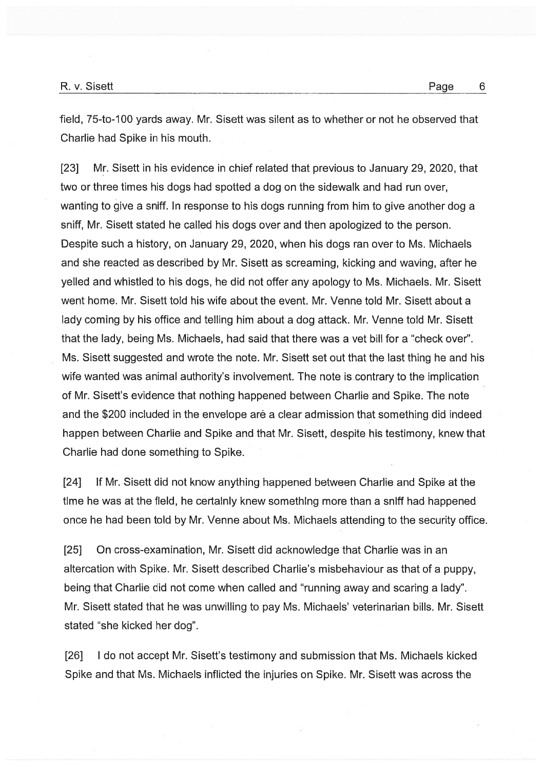field, 75-to-100 yards away. Mr. Sisett was silent as to whether or not he observed that Charlie had Spike in his mouth.

[23] Mr. Sisett in his evidence in chief related that previous to January 29, 2020, that two or three times his dogs had spotted a dog on the sidewalk and had run over, wanting to give a sniff. In response to his dogs running from him to give another dog a sniff, Mr. Sisett stated he called his dogs over and then apologized to the person. Despite such a history, on January 29, 2020, when his dogs ran over to Ms. Michaels and she reacted as described by Mr. Sisett as screaming, kicking and waving, after he yelled and whistled to his dogs, he did not offer any apology to Ms. Michaels. Mr. Sisett went home. Mr. Sisett told his wife about the event. Mr. Venne told Mr. Sisett about a lady coming by his office and telling him about a dog attack. Mr. Venne told Mr. Sisett that the lady, being Ms. Michaels, had said that there was a vet bill for a "check over". Ms. Sisett suggested and wrote the note. Mr. Sisett set out that the last thing he and his wife wanted was animal authority's involvement. The note is contrary to the implication of Mr. Sisett's evidence that nothing happened between Charlie and Spike. The note and the $200 included in the envelope are a clear admission that something did indeed happen between Charlie and Spike and that Mr. Sisett, despite his testimony, knew that Charlie had done something to Spike.

[24] If Mr. Sisett did not know anything happened between Charlie and Spike at the time he was at the field, he certainly knew something more than a sniff had happened once he had been told by Mr. Venne about Ms. Michaels attending to the security office.

[25] On cross-examination, Mr. Sisett did acknowledge that Charlie was in an altercation with Spike. Mr. Sisett described Charlie's misbehaviour as that of a puppy, being that Charlie did not come when called and "running away and scaring a lady". Mr. Sisett stated that he was unwilling to pay Ms. Michaels' veterinarian bills. Mr. Sisett stated "she kicked her dog".

[26] I do not accept Mr. Sisett's testimony and submission that Ms. Michaels kicked Spike and that Ms. Michaels inflicted the injuries on Spike. Mr. Sisett was across the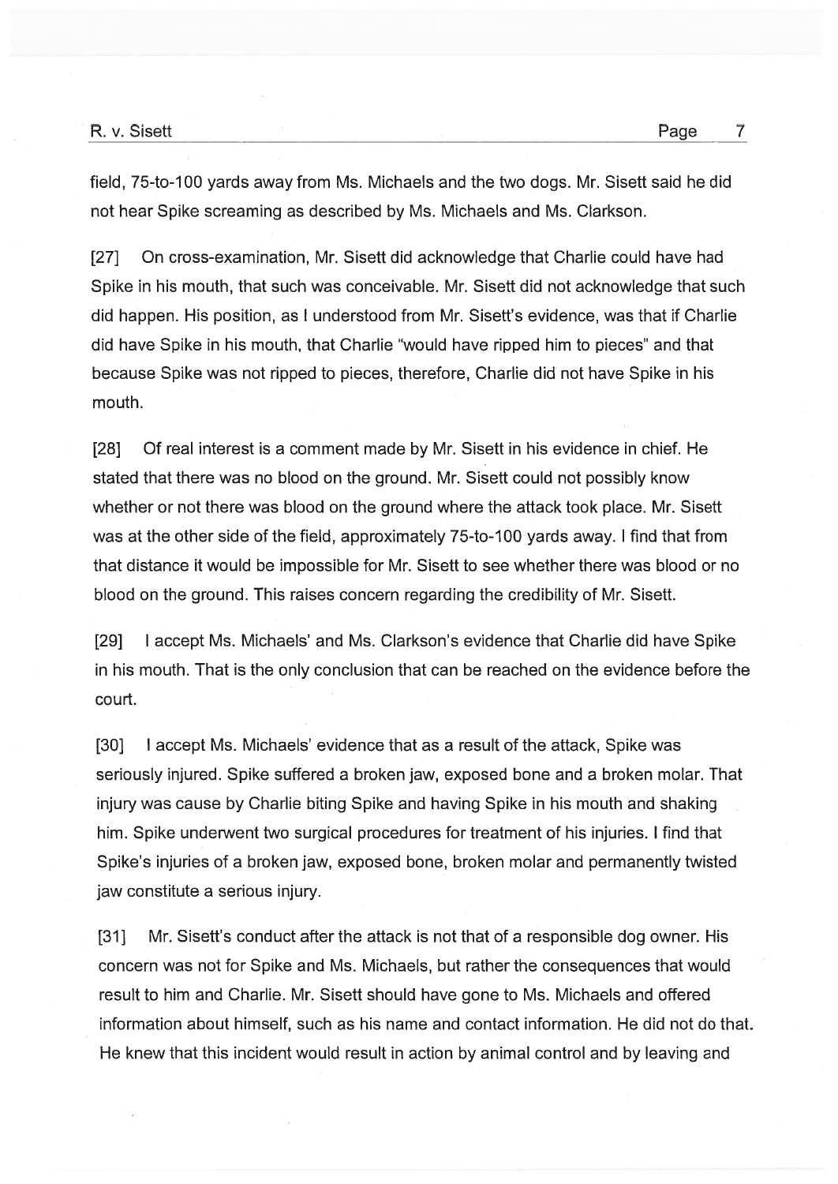field, 75-to-100 yards away from Ms. Michaels and the two dogs. Mr. Sisett said he did not hear Spike screaming as described by Ms. Michaels and Ms. Clarkson.

[27] On cross-examination, Mr. Sisett did acknowledge that Charlie could have had Spike in his mouth, that such was conceivable. Mr. Sisett did not acknowledge that such did happen. His position, as I understood from Mr. Sisett's evidence, was that if Charlie did have Spike in his mouth, that Charlie "would have ripped him to pieces" and that because Spike was not ripped to pieces, therefore, Charlie did not have Spike in his mouth.

[28] Of real interest is a comment made by Mr. Sisett in his evidence in chief. He stated that there was no blood on the ground. Mr. Sisett could not possibly know whether or not there was blood on the ground where the attack took place. Mr. Sisett was at the other side of the field, approximately 75-to-100 yards away. I find that from that distance it would be impossible for Mr. Sisett to see whether there was blood or no blood on the ground. This raises concern regarding the credibility of Mr. Sisett.

[29] I accept Ms. Michaels' and Ms. Clarkson's evidence that Charlie did have Spike in his mouth. That is the only conclusion that can be reached on the evidence before the court.

[30] I accept Ms. Michaels' evidence that as a result of the attack, Spike was seriously injured. Spike suffered a broken jaw, exposed bone and a broken molar. That injury was cause by Charlie biting Spike and having Spike in his mouth and shaking him. Spike underwent two surgical procedures for treatment of his injuries. I find that Spike's injuries of a broken jaw, exposed bone, broken molar and permanently twisted jaw constitute a serious injury.

[31] Mr. Sisett's conduct after the attack is not that of a responsible dog owner. His concern was not for Spike and Ms. Michaels, but rather the consequences that would result to him and Charlie. Mr. Sisett should have gone to Ms. Michaels and offered information about himself, such as his name and contact information. He did not do that. He knew that this incident would result in action by animal control and by leaving and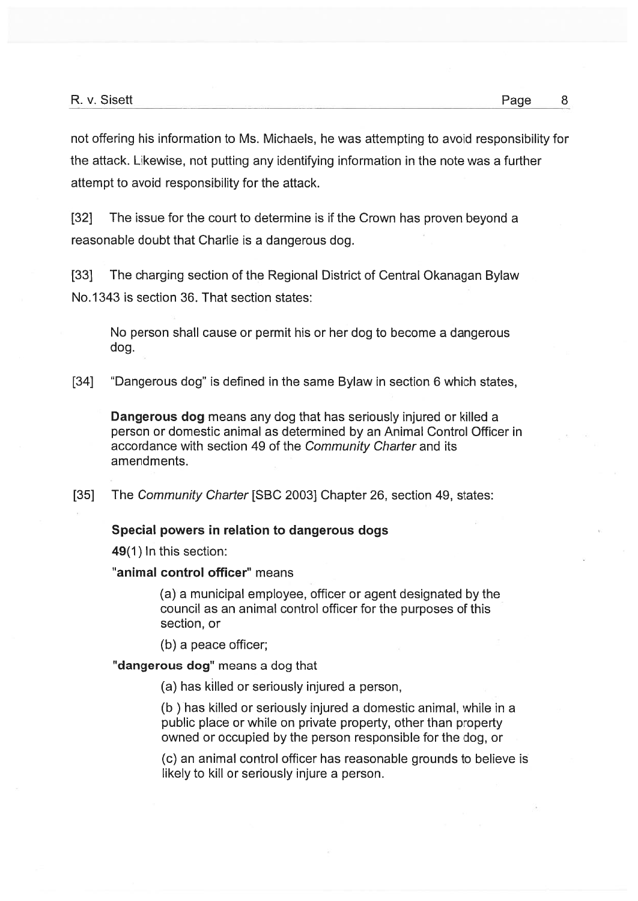not offering his information to Ms. Michaels, he was attempting to avoid responsibility for the attack. Likewise, not putting any identifying information in the note was a further attempt to avoid responsibility for the attack.

[32] The issue for the court to determine is if the Crown has proven beyond a reasonable doubt that Charlie is a dangerous dog.

[33] The charging section of the Regional District of Central Okanagan Bylaw No.1343 is section 36. That section states:

> No person shall cause or permit his or her dog to become a dangerous dog.

[34] "Dangerous dog" is defined in the same Bylaw in section 6 which states,

> **Dangerous dog** means any dog that has seriously injured or killed a person or domestic animal as determined by an Animal Control Officer in accordance with section 49 of the *Community Charter* and its amendments.

[35] The *Community Charter* [SBC 2003] Chapter 26, section 49, states:

> **Special powers in relation to dangerous dogs**
>
> **49**(1) In this section:
>
> **"animal control officer"** means
>
> > (a) a municipal employee, officer or agent designated by the council as an animal control officer for the purposes of this section, or
> >
> > (b) a peace officer;
>
> **"dangerous dog"** means a dog that
>
> > (a) has killed or seriously injured a person,
> >
> > (b ) has killed or seriously injured a domestic animal, while in a public place or while on private property, other than property owned or occupied by the person responsible for the dog, or
> >
> > (c) an animal control officer has reasonable grounds to believe is likely to kill or seriously injure a person.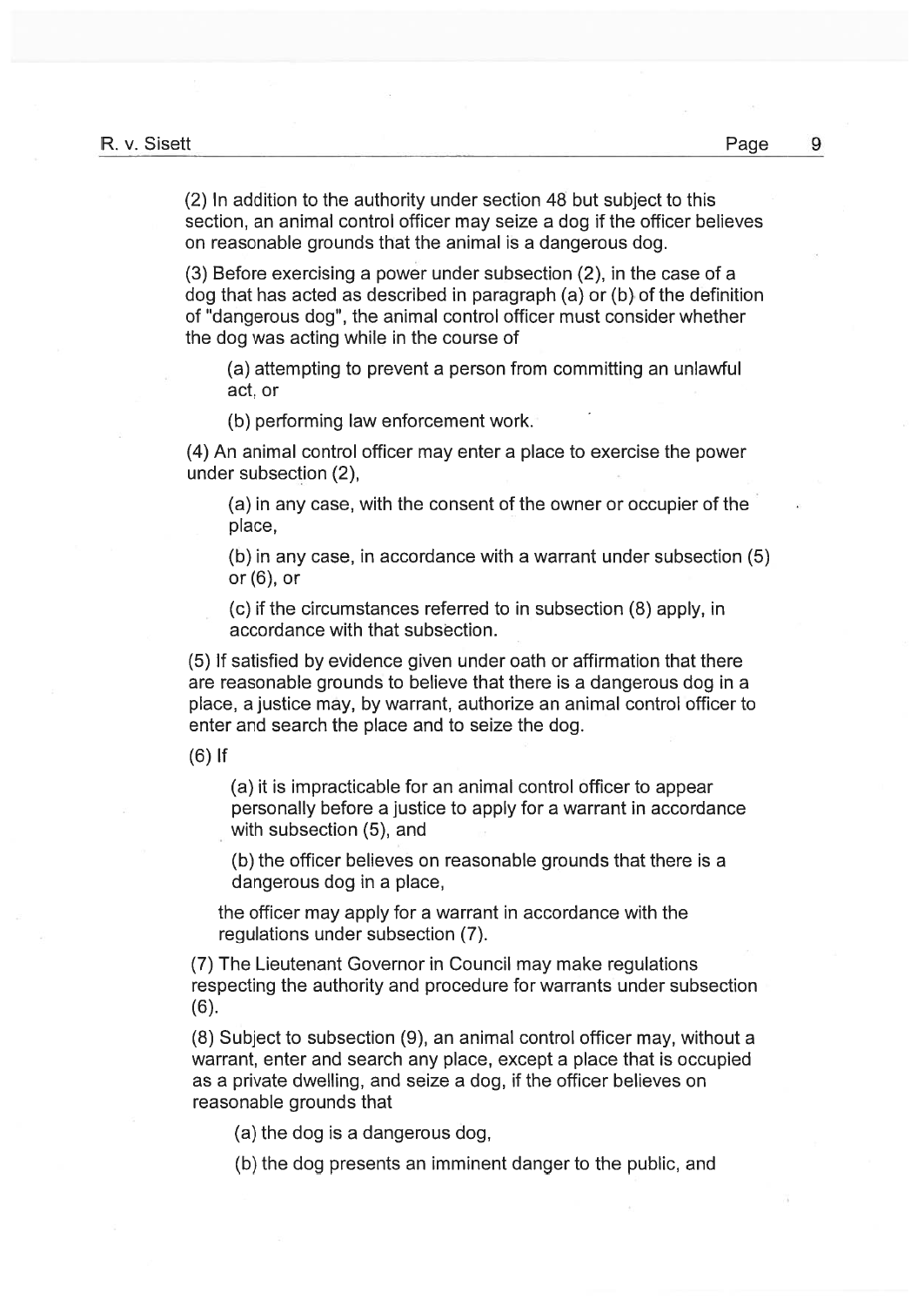(2) In addition to the authority under section 48 but subject to this section, an animal control officer may seize a dog if the officer believes on reasonable grounds that the animal is a dangerous dog.

(3) Before exercising a power under subsection (2), in the case of a dog that has acted as described in paragraph (a) or (b) of the definition of "dangerous dog", the animal control officer must consider whether the dog was acting while in the course of

> (a) attempting to prevent a person from committing an unlawful act, or
>
> (b) performing law enforcement work.

(4) An animal control officer may enter a place to exercise the power under subsection (2),

> (a) in any case, with the consent of the owner or occupier of the place,
>
> (b) in any case, in accordance with a warrant under subsection (5) or (6), or
>
> (c) if the circumstances referred to in subsection (8) apply, in accordance with that subsection.

(5) If satisfied by evidence given under oath or affirmation that there are reasonable grounds to believe that there is a dangerous dog in a place, a justice may, by warrant, authorize an animal control officer to enter and search the place and to seize the dog.

(6) If

> (a) it is impracticable for an animal control officer to appear personally before a justice to apply for a warrant in accordance with subsection (5), and
>
> (b) the officer believes on reasonable grounds that there is a dangerous dog in a place,

the officer may apply for a warrant in accordance with the regulations under subsection (7).

(7) The Lieutenant Governor in Council may make regulations respecting the authority and procedure for warrants under subsection (6).

(8) Subject to subsection (9), an animal control officer may, without a warrant, enter and search any place, except a place that is occupied as a private dwelling, and seize a dog, if the officer believes on reasonable grounds that

> (a) the dog is a dangerous dog,
>
> (b) the dog presents an imminent danger to the public, and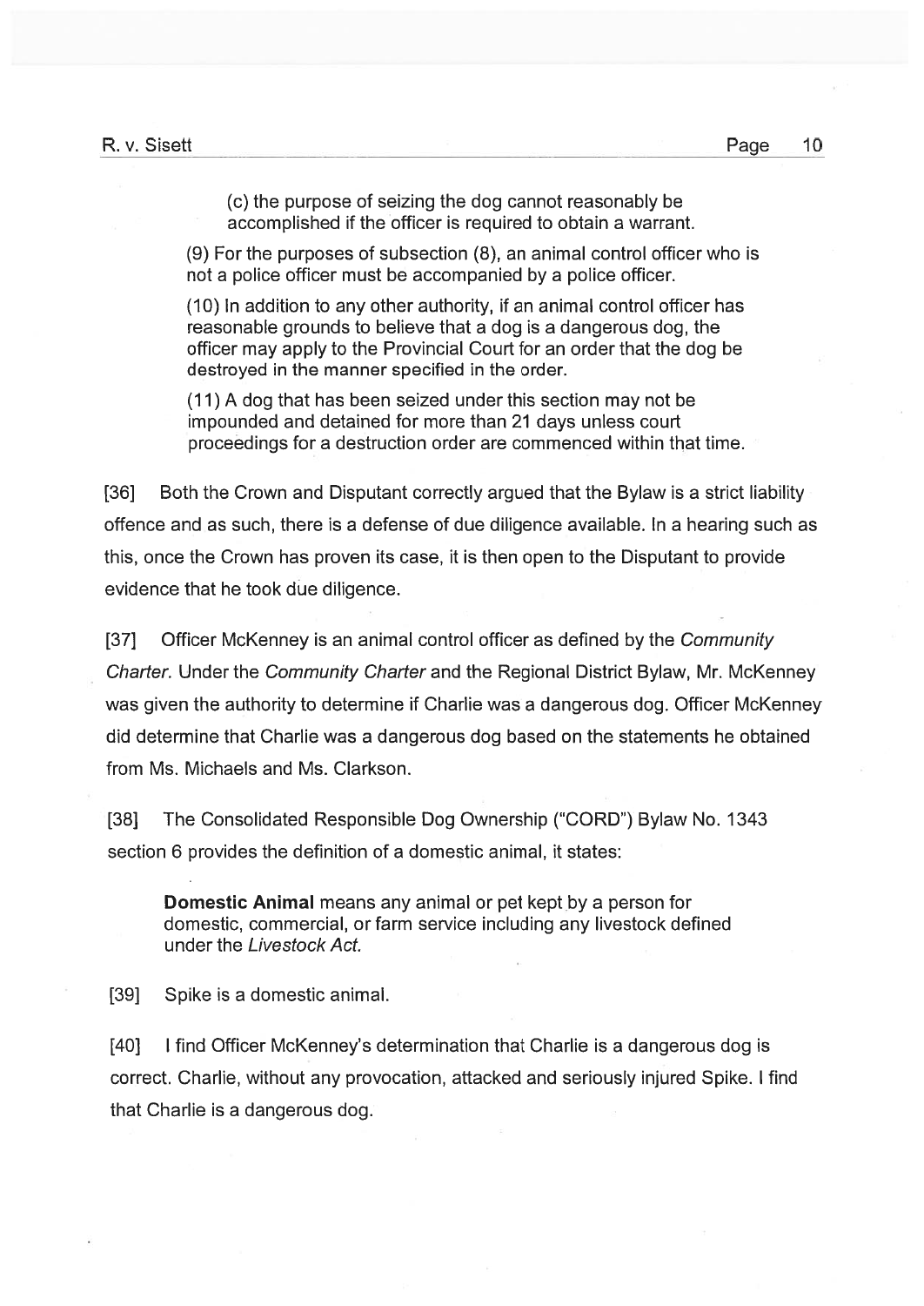> (c) the purpose of seizing the dog cannot reasonably be accomplished if the officer is required to obtain a warrant.
>
> (9) For the purposes of subsection (8), an animal control officer who is not a police officer must be accompanied by a police officer.
>
> (10) In addition to any other authority, if an animal control officer has reasonable grounds to believe that a dog is a dangerous dog, the officer may apply to the Provincial Court for an order that the dog be destroyed in the manner specified in the order.
>
> (11) A dog that has been seized under this section may not be impounded and detained for more than 21 days unless court proceedings for a destruction order are commenced within that time.

[36] Both the Crown and Disputant correctly argued that the Bylaw is a strict liability offence and as such, there is a defense of due diligence available. In a hearing such as this, once the Crown has proven its case, it is then open to the Disputant to provide evidence that he took due diligence.

[37] Officer McKenney is an animal control officer as defined by the *Community Charter.* Under the *Community Charter* and the Regional District Bylaw, Mr. McKenney was given the authority to determine if Charlie was a dangerous dog. Officer McKenney did determine that Charlie was a dangerous dog based on the statements he obtained from Ms. Michaels and Ms. Clarkson.

[38] The Consolidated Responsible Dog Ownership ("CORD") Bylaw No. 1343 section 6 provides the definition of a domestic animal, it states:

> **Domestic Animal** means any animal or pet kept by a person for domestic, commercial, or farm service including any livestock defined under the *Livestock Act.*

[39] Spike is a domestic animal.

[40] I find Officer McKenney's determination that Charlie is a dangerous dog is correct. Charlie, without any provocation, attacked and seriously injured Spike. I find that Charlie is a dangerous dog.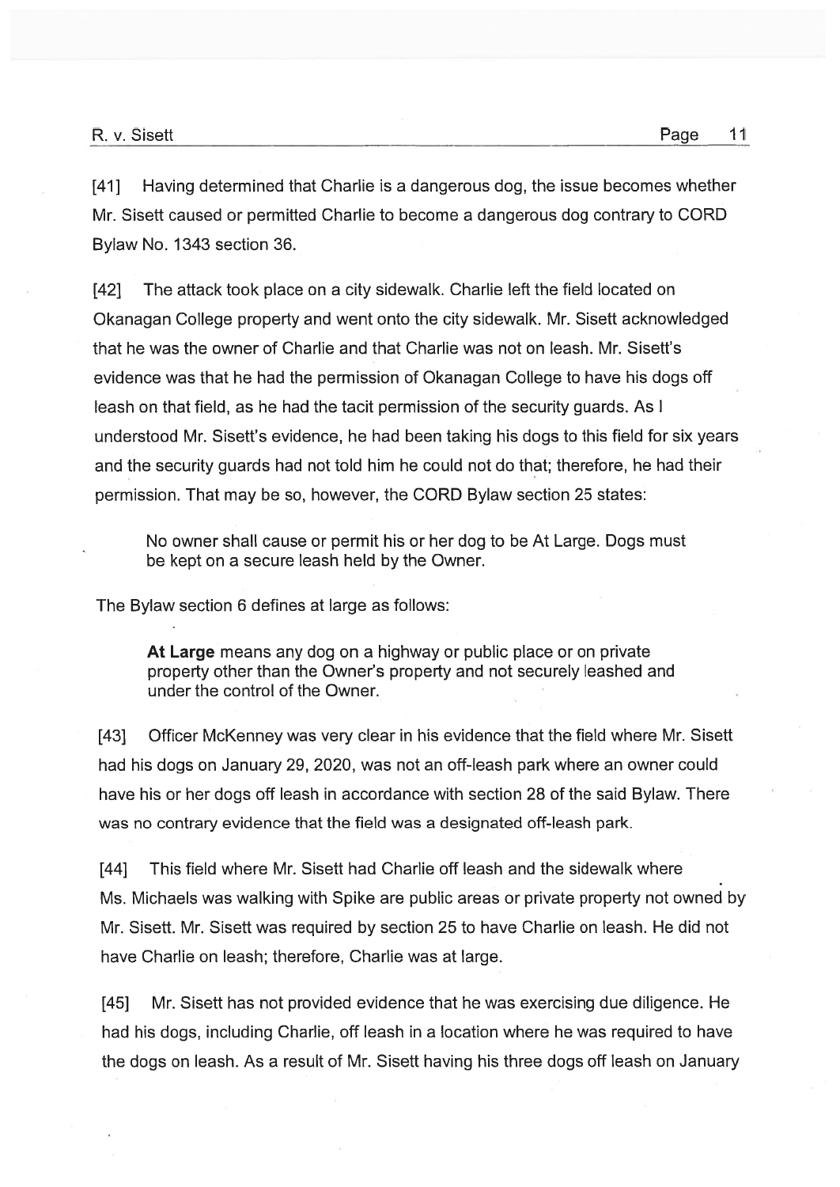[41] Having determined that Charlie is a dangerous dog, the issue becomes whether Mr. Sisett caused or permitted Charlie to become a dangerous dog contrary to CORD Bylaw No. 1343 section 36.

[42] The attack took place on a city sidewalk. Charlie left the field located on Okanagan College property and went onto the city sidewalk. Mr. Sisett acknowledged that he was the owner of Charlie and that Charlie was not on leash. Mr. Sisett's evidence was that he had the permission of Okanagan College to have his dogs off leash on that field, as he had the tacit permission of the security guards. As I understood Mr. Sisett's evidence, he had been taking his dogs to this field for six years and the security guards had not told him he could not do that; therefore, he had their permission. That may be so, however, the CORD Bylaw section 25 states:

> No owner shall cause or permit his or her dog to be At Large. Dogs must be kept on a secure leash held by the Owner.

The Bylaw section 6 defines at large as follows:

> **At Large** means any dog on a highway or public place or on private property other than the Owner's property and not securely leashed and under the control of the Owner.

[43] Officer McKenney was very clear in his evidence that the field where Mr. Sisett had his dogs on January 29, 2020, was not an off-leash park where an owner could have his or her dogs off leash in accordance with section 28 of the said Bylaw. There was no contrary evidence that the field was a designated off-leash park.

[44] This field where Mr. Sisett had Charlie off leash and the sidewalk where Ms. Michaels was walking with Spike are public areas or private property not owned by Mr. Sisett. Mr. Sisett was required by section 25 to have Charlie on leash. He did not have Charlie on leash; therefore, Charlie was at large.

[45] Mr. Sisett has not provided evidence that he was exercising due diligence. He had his dogs, including Charlie, off leash in a location where he was required to have the dogs on leash. As a result of Mr. Sisett having his three dogs off leash on January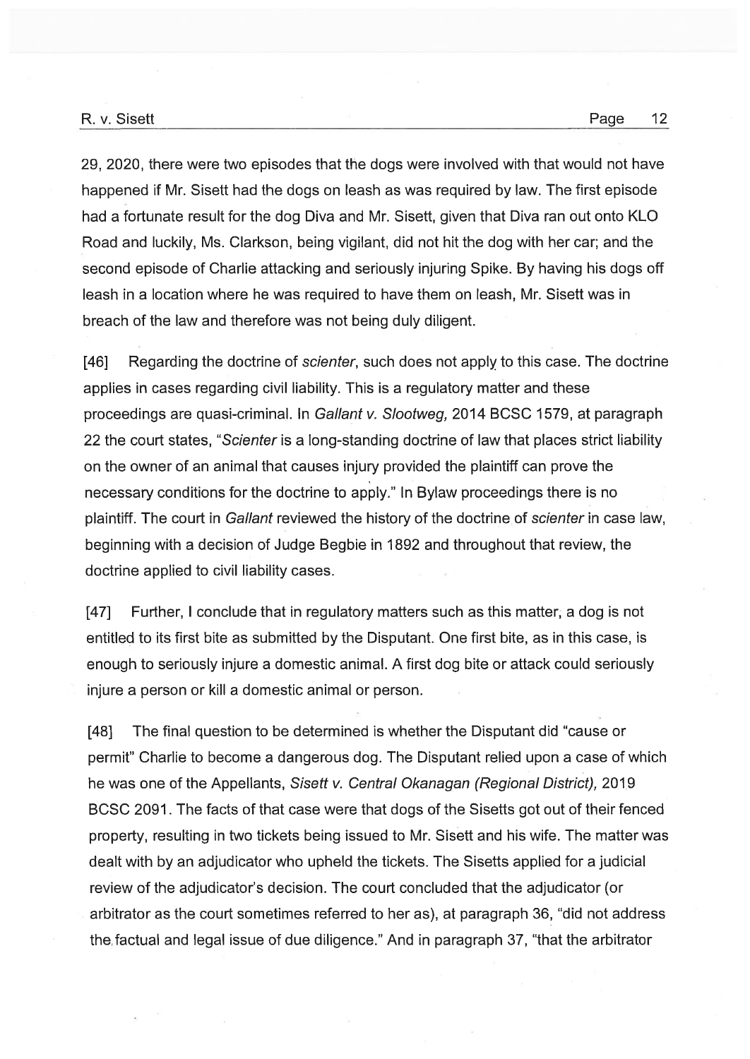29, 2020, there were two episodes that the dogs were involved with that would not have happened if Mr. Sisett had the dogs on leash as was required by law. The first episode had a fortunate result for the dog Diva and Mr. Sisett, given that Diva ran out onto KLO Road and luckily, Ms. Clarkson, being vigilant, did not hit the dog with her car; and the second episode of Charlie attacking and seriously injuring Spike. By having his dogs off leash in a location where he was required to have them on leash, Mr. Sisett was in breach of the law and therefore was not being duly diligent.

[46] Regarding the doctrine of *scienter*, such does not apply to this case. The doctrine applies in cases regarding civil liability. This is a regulatory matter and these proceedings are quasi-criminal. In *Gallant v. Slootweg,* 2014 BCSC 1579, at paragraph 22 the court states, "*Scienter* is a long-standing doctrine of law that places strict liability on the owner of an animal that causes injury provided the plaintiff can prove the necessary conditions for the doctrine to apply." In Bylaw proceedings there is no plaintiff. The court in *Gallant* reviewed the history of the doctrine of *scienter* in case law, beginning with a decision of Judge Begbie in 1892 and throughout that review, the doctrine applied to civil liability cases.

[47] Further, I conclude that in regulatory matters such as this matter, a dog is not entitled to its first bite as submitted by the Disputant. One first bite, as in this case, is enough to seriously injure a domestic animal. A first dog bite or attack could seriously injure a person or kill a domestic animal or person.

[48] The final question to be determined is whether the Disputant did "cause or permit" Charlie to become a dangerous dog. The Disputant relied upon a case of which he was one of the Appellants, *Sisett v. Central Okanagan (Regional District),* 2019 BCSC 2091. The facts of that case were that dogs of the Sisetts got out of their fenced property, resulting in two tickets being issued to Mr. Sisett and his wife. The matter was dealt with by an adjudicator who upheld the tickets. The Sisetts applied for a judicial review of the adjudicator's decision. The court concluded that the adjudicator (or arbitrator as the court sometimes referred to her as), at paragraph 36, "did not address the factual and legal issue of due diligence." And in paragraph 37, "that the arbitrator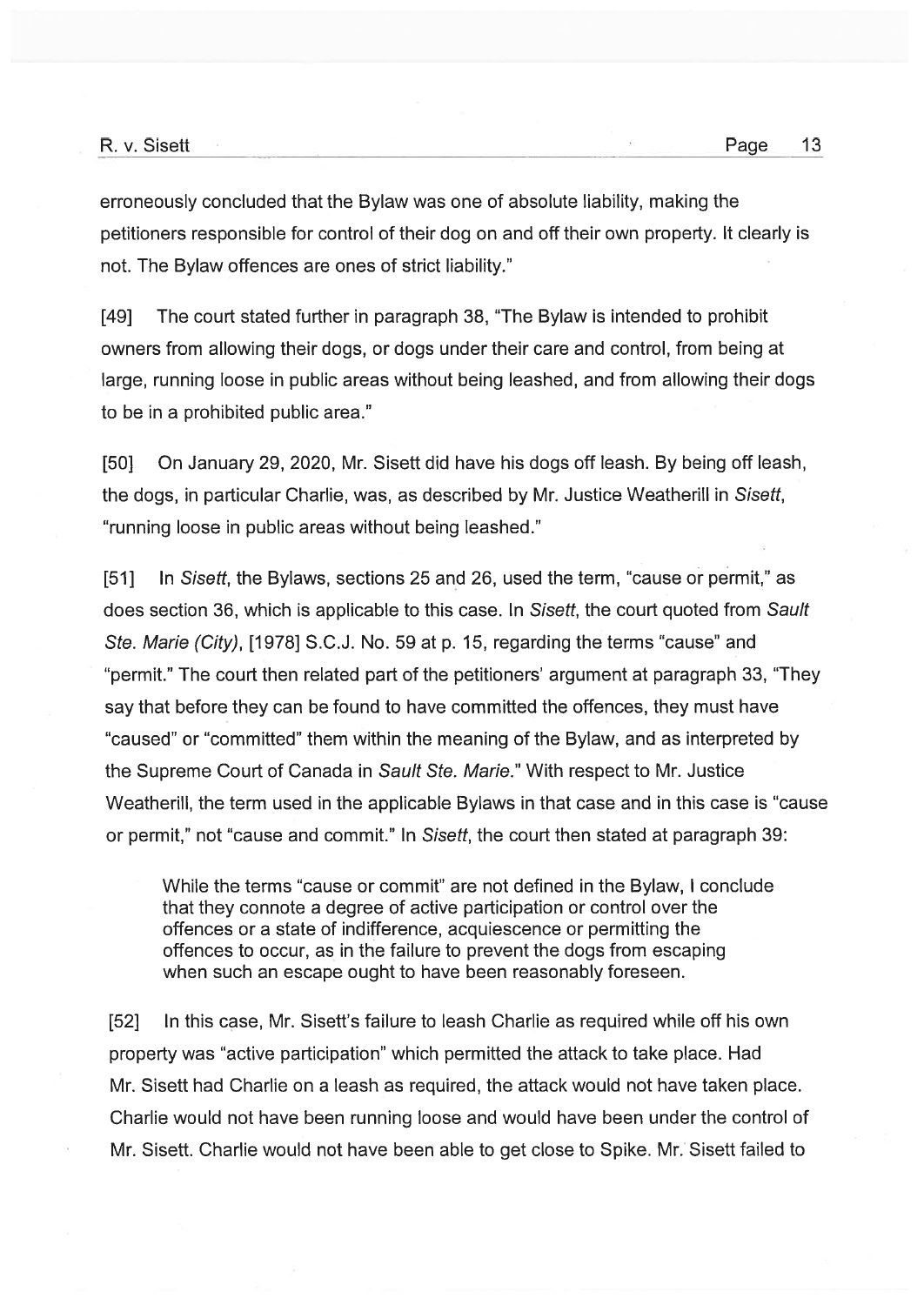erroneously concluded that the Bylaw was one of absolute liability, making the petitioners responsible for control of their dog on and off their own property. It clearly is not. The Bylaw offences are ones of strict liability."

[49] The court stated further in paragraph 38, "The Bylaw is intended to prohibit owners from allowing their dogs, or dogs under their care and control, from being at large, running loose in public areas without being leashed, and from allowing their dogs to be in a prohibited public area."

[50] On January 29, 2020, Mr. Sisett did have his dogs off leash. By being off leash, the dogs, in particular Charlie, was, as described by Mr. Justice Weatherill in *Sisett*, "running loose in public areas without being leashed."

[51] In *Sisett*, the Bylaws, sections 25 and 26, used the term, "cause or permit," as does section 36, which is applicable to this case. In *Sisett*, the court quoted from *Sault Ste. Marie (City)*, [1978] S.C.J. No. 59 at p. 15, regarding the terms "cause" and "permit." The court then related part of the petitioners' argument at paragraph 33, "They say that before they can be found to have committed the offences, they must have "caused" or "committed" them within the meaning of the Bylaw, and as interpreted by the Supreme Court of Canada in *Sault Ste. Marie*." With respect to Mr. Justice Weatherill, the term used in the applicable Bylaws in that case and in this case is "cause or permit," not "cause and commit." In *Sisett*, the court then stated at paragraph 39:

> While the terms "cause or commit" are not defined in the Bylaw, I conclude that they connote a degree of active participation or control over the offences or a state of indifference, acquiescence or permitting the offences to occur, as in the failure to prevent the dogs from escaping when such an escape ought to have been reasonably foreseen.

[52] In this case, Mr. Sisett's failure to leash Charlie as required while off his own property was "active participation" which permitted the attack to take place. Had Mr. Sisett had Charlie on a leash as required, the attack would not have taken place. Charlie would not have been running loose and would have been under the control of Mr. Sisett. Charlie would not have been able to get close to Spike. Mr. Sisett failed to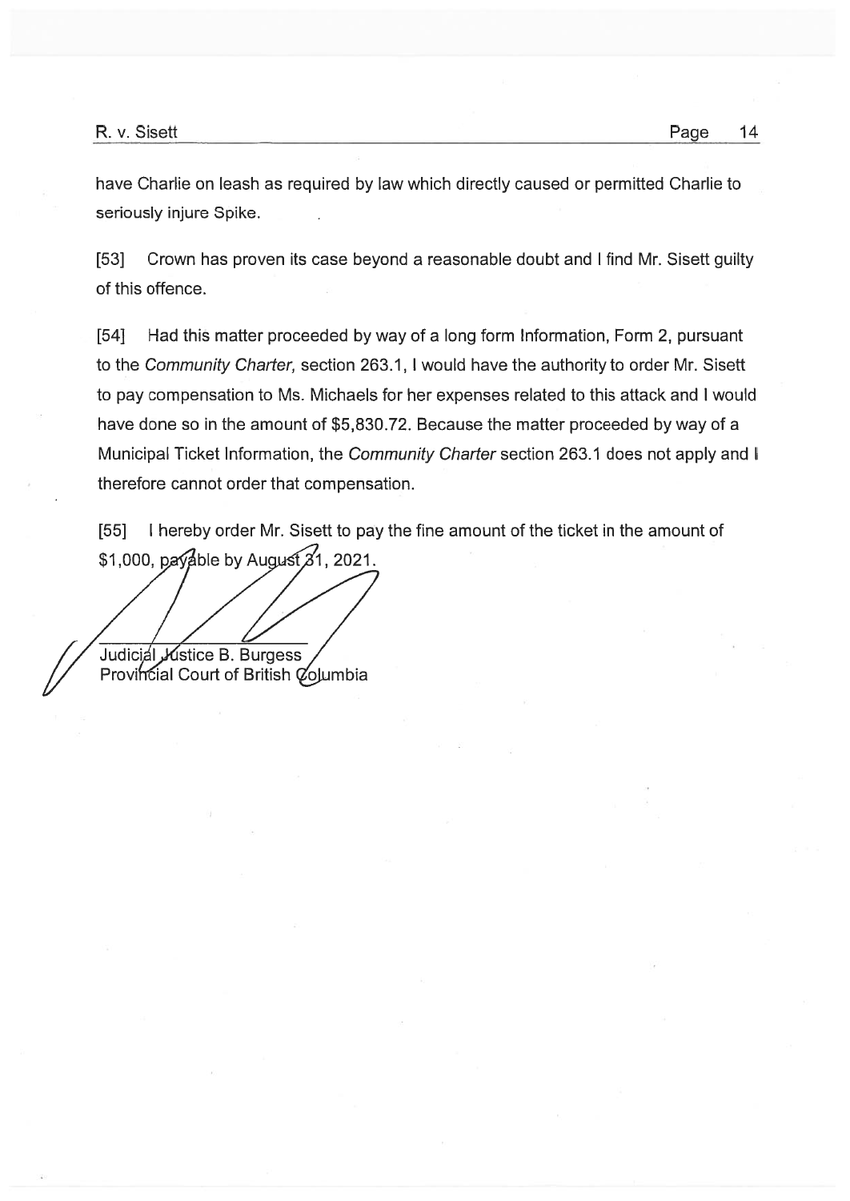have Charlie on leash as required by law which directly caused or permitted Charlie to seriously injure Spike.

[53] Crown has proven its case beyond a reasonable doubt and I find Mr. Sisett guilty of this offence.

[54] Had this matter proceeded by way of a long form Information, Form 2, pursuant to the *Community Charter,* section 263.1, I would have the authority to order Mr. Sisett to pay compensation to Ms. Michaels for her expenses related to this attack and I would have done so in the amount of $5,830.72. Because the matter proceeded by way of a Municipal Ticket Information, the *Community Charter* section 263.1 does not apply and I therefore cannot order that compensation.

[55] I hereby order Mr. Sisett to pay the fine amount of the ticket in the amount of $1,000, payable by August 31, 2021.

Judicial Justice B. Burgess
Provincial Court of British Columbia